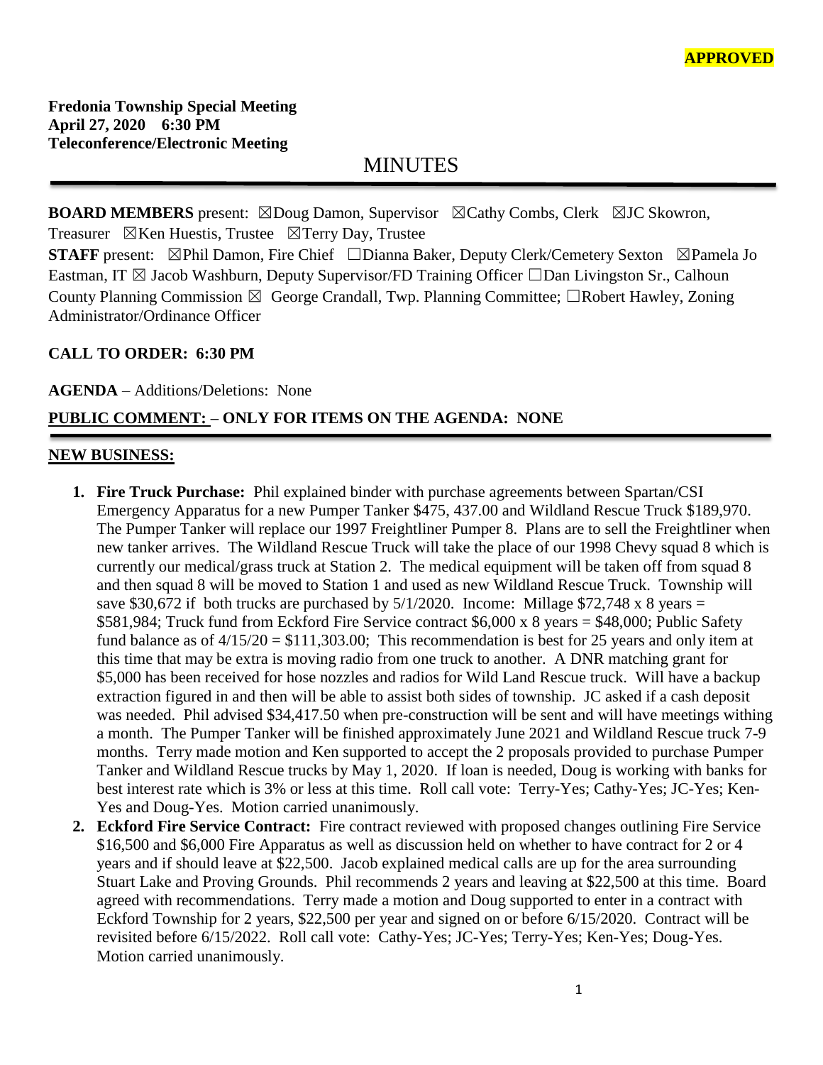**APPROVED**

**Fredonia Township Special Meeting**
**April 27, 2020 6:30 PM**
**Teleconference/Electronic Meeting**

# MINUTES

**BOARD MEMBERS** present: ☒Doug Damon, Supervisor ☒Cathy Combs, Clerk ☒JC Skowron, Treasurer ☒Ken Huestis, Trustee ☒Terry Day, Trustee

**STAFF** present: ☒Phil Damon, Fire Chief ☐Dianna Baker, Deputy Clerk/Cemetery Sexton ☒Pamela Jo Eastman, IT ☒ Jacob Washburn, Deputy Supervisor/FD Training Officer ☐Dan Livingston Sr., Calhoun County Planning Commission ☒ George Crandall, Twp. Planning Committee; ☐Robert Hawley, Zoning Administrator/Ordinance Officer

**CALL TO ORDER: 6:30 PM**

**AGENDA** – Additions/Deletions: None

**PUBLIC COMMENT: – ONLY FOR ITEMS ON THE AGENDA: NONE**

**NEW BUSINESS:**

1. **Fire Truck Purchase:** Phil explained binder with purchase agreements between Spartan/CSI Emergency Apparatus for a new Pumper Tanker $475, 437.00 and Wildland Rescue Truck $189,970. The Pumper Tanker will replace our 1997 Freightliner Pumper 8. Plans are to sell the Freightliner when new tanker arrives. The Wildland Rescue Truck will take the place of our 1998 Chevy squad 8 which is currently our medical/grass truck at Station 2. The medical equipment will be taken off from squad 8 and then squad 8 will be moved to Station 1 and used as new Wildland Rescue Truck. Township will save $30,672 if both trucks are purchased by 5/1/2020. Income: Millage $72,748 x 8 years = $581,984; Truck fund from Eckford Fire Service contract $6,000 x 8 years = $48,000; Public Safety fund balance as of 4/15/20 = $111,303.00; This recommendation is best for 25 years and only item at this time that may be extra is moving radio from one truck to another. A DNR matching grant for $5,000 has been received for hose nozzles and radios for Wild Land Rescue truck. Will have a backup extraction figured in and then will be able to assist both sides of township. JC asked if a cash deposit was needed. Phil advised $34,417.50 when pre-construction will be sent and will have meetings withing a month. The Pumper Tanker will be finished approximately June 2021 and Wildland Rescue truck 7-9 months. Terry made motion and Ken supported to accept the 2 proposals provided to purchase Pumper Tanker and Wildland Rescue trucks by May 1, 2020. If loan is needed, Doug is working with banks for best interest rate which is 3% or less at this time. Roll call vote: Terry-Yes; Cathy-Yes; JC-Yes; Ken-Yes and Doug-Yes. Motion carried unanimously.
2. **Eckford Fire Service Contract:** Fire contract reviewed with proposed changes outlining Fire Service $16,500 and $6,000 Fire Apparatus as well as discussion held on whether to have contract for 2 or 4 years and if should leave at $22,500. Jacob explained medical calls are up for the area surrounding Stuart Lake and Proving Grounds. Phil recommends 2 years and leaving at $22,500 at this time. Board agreed with recommendations. Terry made a motion and Doug supported to enter in a contract with Eckford Township for 2 years, $22,500 per year and signed on or before 6/15/2020. Contract will be revisited before 6/15/2022. Roll call vote: Cathy-Yes; JC-Yes; Terry-Yes; Ken-Yes; Doug-Yes. Motion carried unanimously.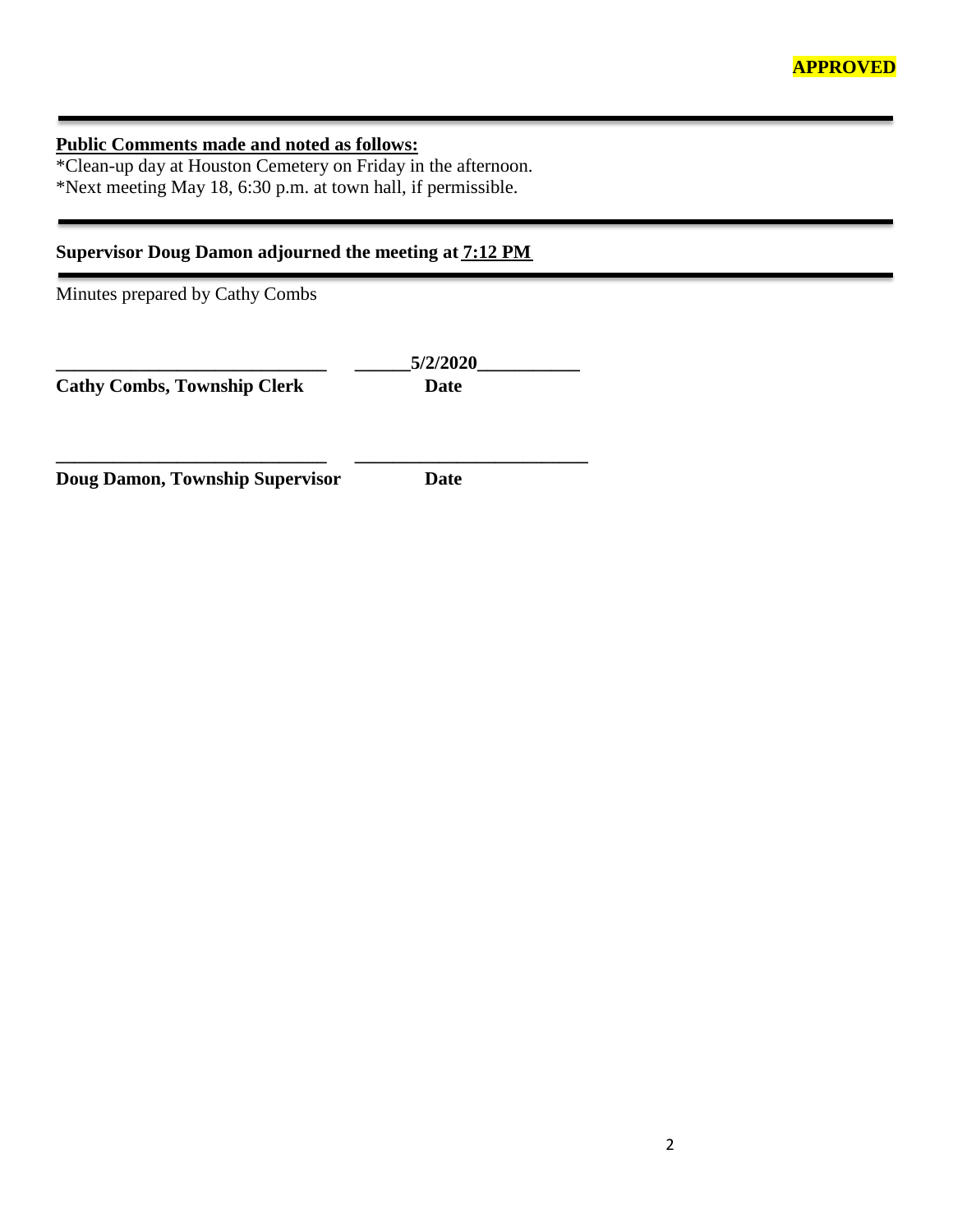**APPROVED**

---

**Public Comments made and noted as follows:**

*Clean-up day at Houston Cemetery on Friday in the afternoon.
*Next meeting May 18, 6:30 p.m. at town hall, if permissible.

---

**Supervisor Doug Damon adjourned the meeting at 7:12 PM**

---

Minutes prepared by Cathy Combs

______________________________ ______5/2/2020___________
**Cathy Combs, Township Clerk** **Date**

______________________________ __________________________
**Doug Damon, Township Supervisor** **Date**